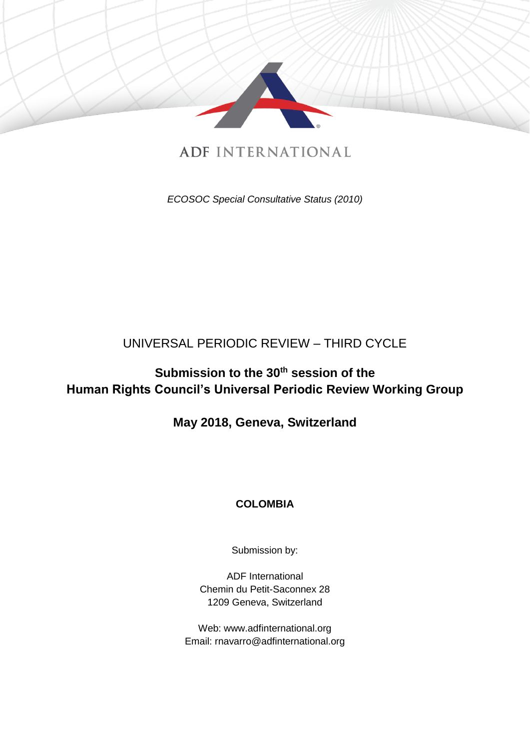ADF INTERNATIONAL

*ECOSOC Special Consultative Status (2010)*

UNIVERSAL PERIODIC REVIEW – THIRD CYCLE

**Submission to the 30th session of the Human Rights Council's Universal Periodic Review Working Group**

**May 2018, Geneva, Switzerland**

**COLOMBIA**

Submission by:

ADF International
Chemin du Petit-Saconnex 28
1209 Geneva, Switzerland

Web: www.adfinternational.org
Email: rnavarro@adfinternational.org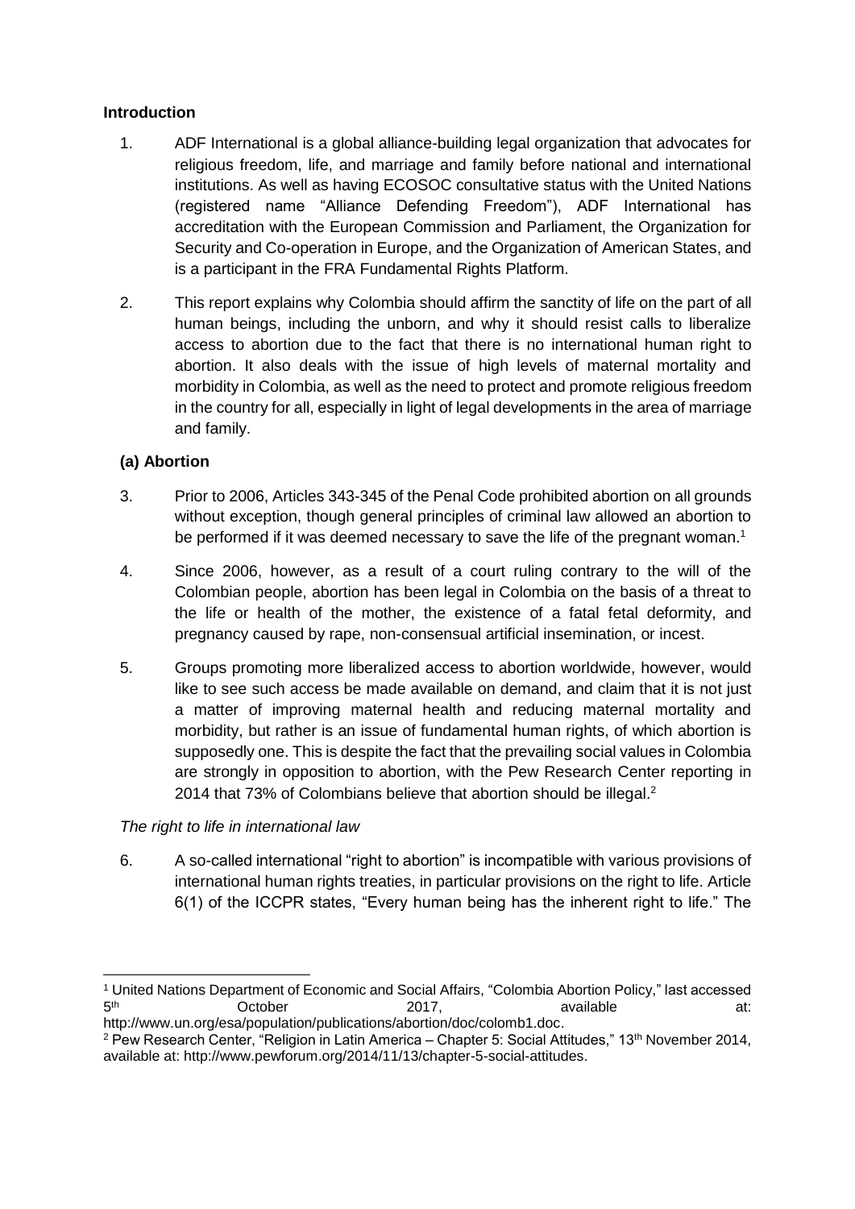**Introduction**

1. ADF International is a global alliance-building legal organization that advocates for religious freedom, life, and marriage and family before national and international institutions. As well as having ECOSOC consultative status with the United Nations (registered name "Alliance Defending Freedom"), ADF International has accreditation with the European Commission and Parliament, the Organization for Security and Co-operation in Europe, and the Organization of American States, and is a participant in the FRA Fundamental Rights Platform.

2. This report explains why Colombia should affirm the sanctity of life on the part of all human beings, including the unborn, and why it should resist calls to liberalize access to abortion due to the fact that there is no international human right to abortion. It also deals with the issue of high levels of maternal mortality and morbidity in Colombia, as well as the need to protect and promote religious freedom in the country for all, especially in light of legal developments in the area of marriage and family.

**(a) Abortion**

3. Prior to 2006, Articles 343-345 of the Penal Code prohibited abortion on all grounds without exception, though general principles of criminal law allowed an abortion to be performed if it was deemed necessary to save the life of the pregnant woman.[1]

4. Since 2006, however, as a result of a court ruling contrary to the will of the Colombian people, abortion has been legal in Colombia on the basis of a threat to the life or health of the mother, the existence of a fatal fetal deformity, and pregnancy caused by rape, non-consensual artificial insemination, or incest.

5. Groups promoting more liberalized access to abortion worldwide, however, would like to see such access be made available on demand, and claim that it is not just a matter of improving maternal health and reducing maternal mortality and morbidity, but rather is an issue of fundamental human rights, of which abortion is supposedly one. This is despite the fact that the prevailing social values in Colombia are strongly in opposition to abortion, with the Pew Research Center reporting in 2014 that 73% of Colombians believe that abortion should be illegal.[2]

*The right to life in international law*

6. A so-called international "right to abortion" is incompatible with various provisions of international human rights treaties, in particular provisions on the right to life. Article 6(1) of the ICCPR states, "Every human being has the inherent right to life." The

---

[1] United Nations Department of Economic and Social Affairs, "Colombia Abortion Policy," last accessed 5th October 2017, available at: http://www.un.org/esa/population/publications/abortion/doc/colomb1.doc.

[2] Pew Research Center, "Religion in Latin America – Chapter 5: Social Attitudes," 13th November 2014, available at: http://www.pewforum.org/2014/11/13/chapter-5-social-attitudes.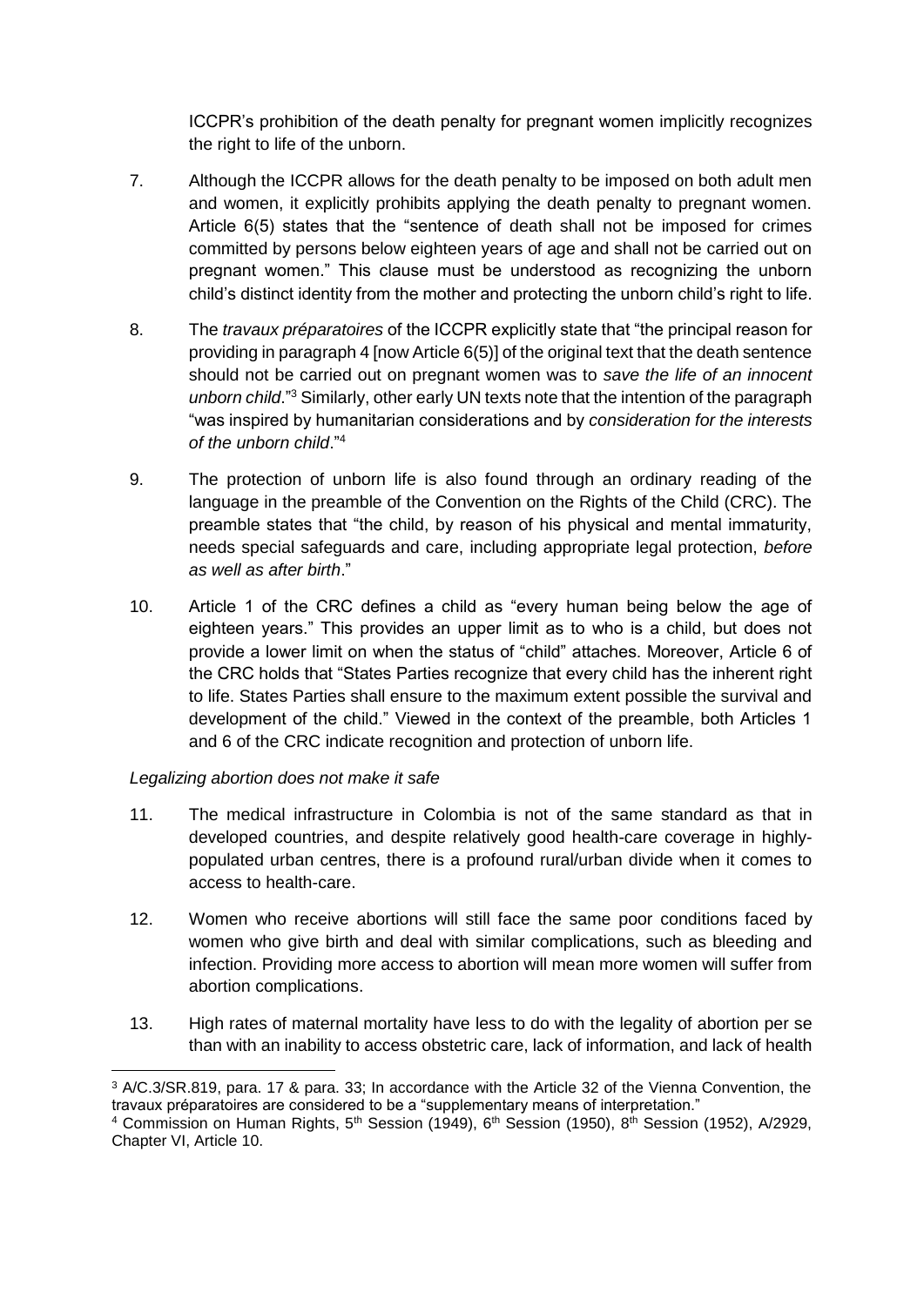ICCPR's prohibition of the death penalty for pregnant women implicitly recognizes the right to life of the unborn.

7. Although the ICCPR allows for the death penalty to be imposed on both adult men and women, it explicitly prohibits applying the death penalty to pregnant women. Article 6(5) states that the "sentence of death shall not be imposed for crimes committed by persons below eighteen years of age and shall not be carried out on pregnant women." This clause must be understood as recognizing the unborn child's distinct identity from the mother and protecting the unborn child's right to life.

8. The *travaux préparatoires* of the ICCPR explicitly state that "the principal reason for providing in paragraph 4 [now Article 6(5)] of the original text that the death sentence should not be carried out on pregnant women was to *save the life of an innocent unborn child*."[3] Similarly, other early UN texts note that the intention of the paragraph "was inspired by humanitarian considerations and by *consideration for the interests of the unborn child*."[4]

9. The protection of unborn life is also found through an ordinary reading of the language in the preamble of the Convention on the Rights of the Child (CRC). The preamble states that "the child, by reason of his physical and mental immaturity, needs special safeguards and care, including appropriate legal protection, *before as well as after birth*."

10. Article 1 of the CRC defines a child as "every human being below the age of eighteen years." This provides an upper limit as to who is a child, but does not provide a lower limit on when the status of "child" attaches. Moreover, Article 6 of the CRC holds that "States Parties recognize that every child has the inherent right to life. States Parties shall ensure to the maximum extent possible the survival and development of the child." Viewed in the context of the preamble, both Articles 1 and 6 of the CRC indicate recognition and protection of unborn life.

*Legalizing abortion does not make it safe*

11. The medical infrastructure in Colombia is not of the same standard as that in developed countries, and despite relatively good health-care coverage in highly-populated urban centres, there is a profound rural/urban divide when it comes to access to health-care.

12. Women who receive abortions will still face the same poor conditions faced by women who give birth and deal with similar complications, such as bleeding and infection. Providing more access to abortion will mean more women will suffer from abortion complications.

13. High rates of maternal mortality have less to do with the legality of abortion per se than with an inability to access obstetric care, lack of information, and lack of health

---

[3] A/C.3/SR.819, para. 17 & para. 33; In accordance with the Article 32 of the Vienna Convention, the travaux préparatoires are considered to be a "supplementary means of interpretation."

[4] Commission on Human Rights, 5th Session (1949), 6th Session (1950), 8th Session (1952), A/2929, Chapter VI, Article 10.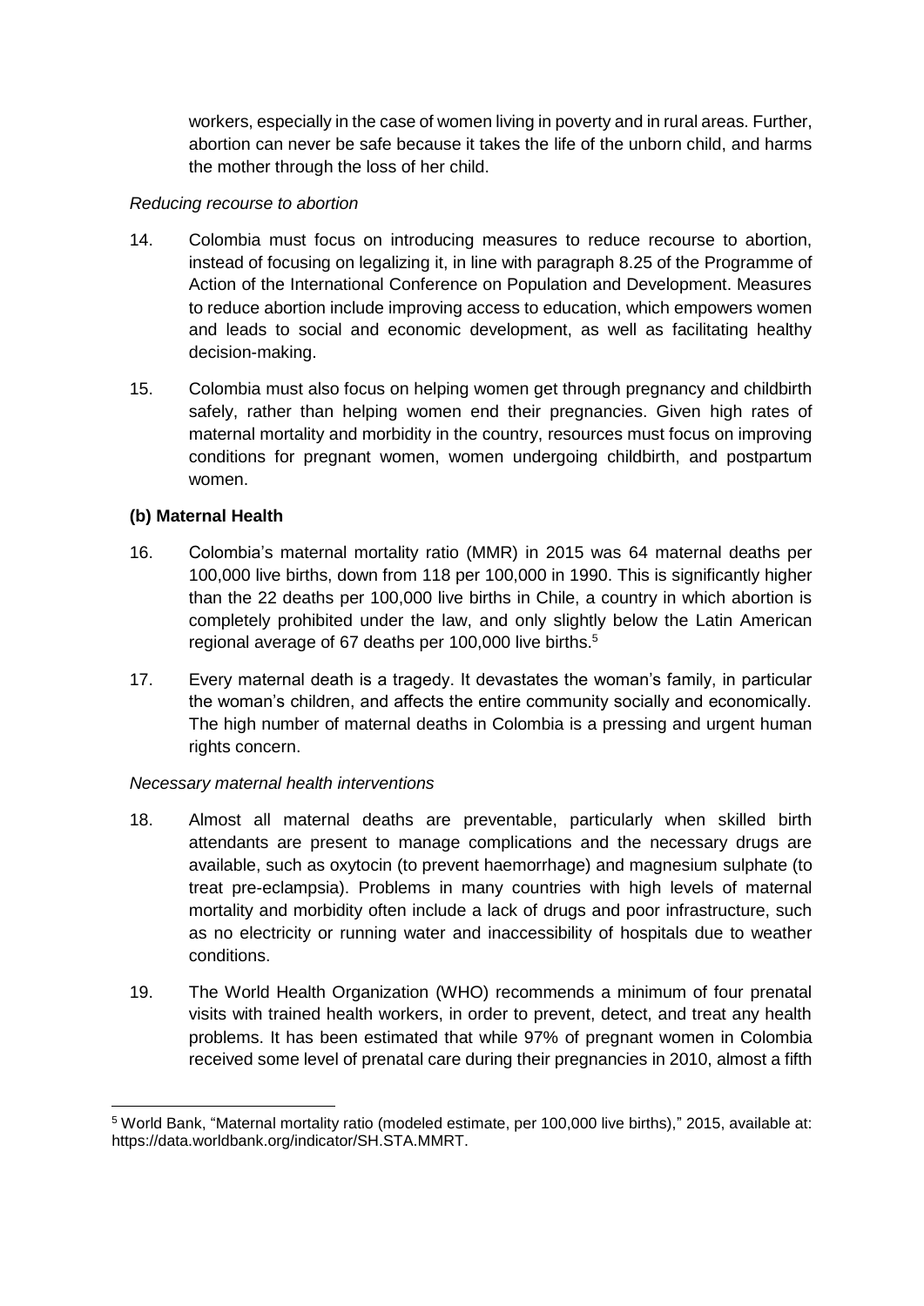workers, especially in the case of women living in poverty and in rural areas. Further, abortion can never be safe because it takes the life of the unborn child, and harms the mother through the loss of her child.

*Reducing recourse to abortion*

14. Colombia must focus on introducing measures to reduce recourse to abortion, instead of focusing on legalizing it, in line with paragraph 8.25 of the Programme of Action of the International Conference on Population and Development. Measures to reduce abortion include improving access to education, which empowers women and leads to social and economic development, as well as facilitating healthy decision-making.

15. Colombia must also focus on helping women get through pregnancy and childbirth safely, rather than helping women end their pregnancies. Given high rates of maternal mortality and morbidity in the country, resources must focus on improving conditions for pregnant women, women undergoing childbirth, and postpartum women.

**(b) Maternal Health**

16. Colombia's maternal mortality ratio (MMR) in 2015 was 64 maternal deaths per 100,000 live births, down from 118 per 100,000 in 1990. This is significantly higher than the 22 deaths per 100,000 live births in Chile, a country in which abortion is completely prohibited under the law, and only slightly below the Latin American regional average of 67 deaths per 100,000 live births.[5]

17. Every maternal death is a tragedy. It devastates the woman's family, in particular the woman's children, and affects the entire community socially and economically. The high number of maternal deaths in Colombia is a pressing and urgent human rights concern.

*Necessary maternal health interventions*

18. Almost all maternal deaths are preventable, particularly when skilled birth attendants are present to manage complications and the necessary drugs are available, such as oxytocin (to prevent haemorrhage) and magnesium sulphate (to treat pre-eclampsia). Problems in many countries with high levels of maternal mortality and morbidity often include a lack of drugs and poor infrastructure, such as no electricity or running water and inaccessibility of hospitals due to weather conditions.

19. The World Health Organization (WHO) recommends a minimum of four prenatal visits with trained health workers, in order to prevent, detect, and treat any health problems. It has been estimated that while 97% of pregnant women in Colombia received some level of prenatal care during their pregnancies in 2010, almost a fifth

[5] World Bank, "Maternal mortality ratio (modeled estimate, per 100,000 live births)," 2015, available at: https://data.worldbank.org/indicator/SH.STA.MMRT.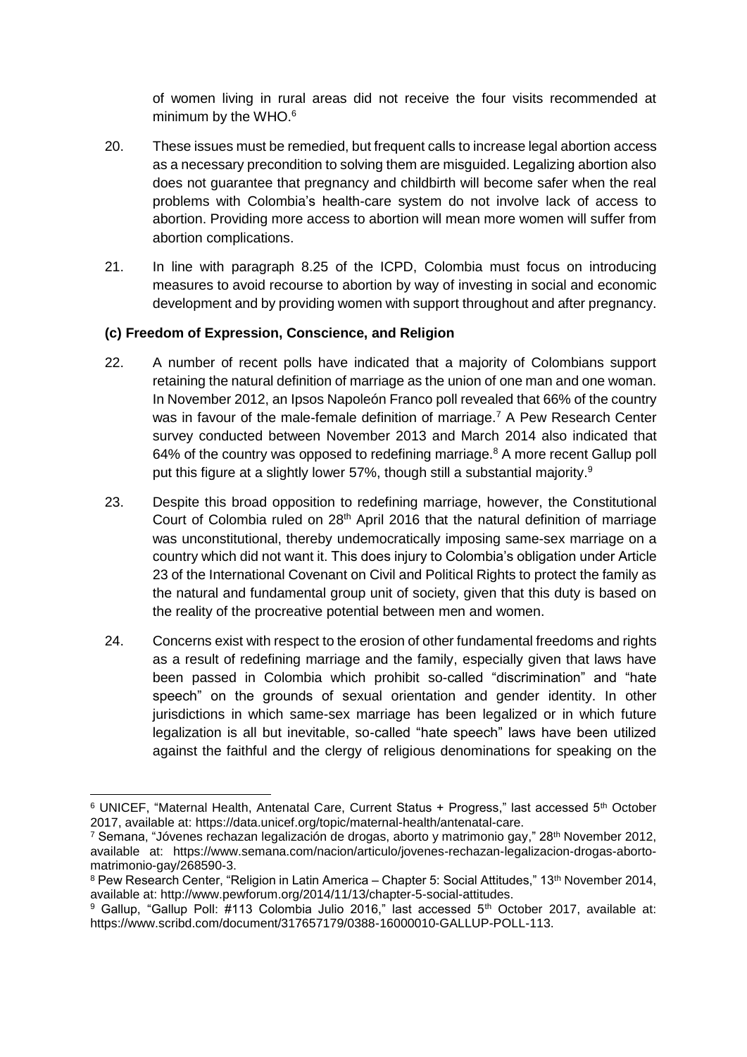of women living in rural areas did not receive the four visits recommended at minimum by the WHO.[6]

20. These issues must be remedied, but frequent calls to increase legal abortion access as a necessary precondition to solving them are misguided. Legalizing abortion also does not guarantee that pregnancy and childbirth will become safer when the real problems with Colombia's health-care system do not involve lack of access to abortion. Providing more access to abortion will mean more women will suffer from abortion complications.

21. In line with paragraph 8.25 of the ICPD, Colombia must focus on introducing measures to avoid recourse to abortion by way of investing in social and economic development and by providing women with support throughout and after pregnancy.

**(c) Freedom of Expression, Conscience, and Religion**

22. A number of recent polls have indicated that a majority of Colombians support retaining the natural definition of marriage as the union of one man and one woman. In November 2012, an Ipsos Napoleón Franco poll revealed that 66% of the country was in favour of the male-female definition of marriage.[7] A Pew Research Center survey conducted between November 2013 and March 2014 also indicated that 64% of the country was opposed to redefining marriage.[8] A more recent Gallup poll put this figure at a slightly lower 57%, though still a substantial majority.[9]

23. Despite this broad opposition to redefining marriage, however, the Constitutional Court of Colombia ruled on 28th April 2016 that the natural definition of marriage was unconstitutional, thereby undemocratically imposing same-sex marriage on a country which did not want it. This does injury to Colombia's obligation under Article 23 of the International Covenant on Civil and Political Rights to protect the family as the natural and fundamental group unit of society, given that this duty is based on the reality of the procreative potential between men and women.

24. Concerns exist with respect to the erosion of other fundamental freedoms and rights as a result of redefining marriage and the family, especially given that laws have been passed in Colombia which prohibit so-called "discrimination" and "hate speech" on the grounds of sexual orientation and gender identity. In other jurisdictions in which same-sex marriage has been legalized or in which future legalization is all but inevitable, so-called "hate speech" laws have been utilized against the faithful and the clergy of religious denominations for speaking on the

---

[6] UNICEF, "Maternal Health, Antenatal Care, Current Status + Progress," last accessed 5th October 2017, available at: https://data.unicef.org/topic/maternal-health/antenatal-care.

[7] Semana, "Jóvenes rechazan legalización de drogas, aborto y matrimonio gay," 28th November 2012, available at: https://www.semana.com/nacion/articulo/jovenes-rechazan-legalizacion-drogas-aborto-matrimonio-gay/268590-3.

[8] Pew Research Center, "Religion in Latin America – Chapter 5: Social Attitudes," 13th November 2014, available at: http://www.pewforum.org/2014/11/13/chapter-5-social-attitudes.

[9] Gallup, "Gallup Poll: #113 Colombia Julio 2016," last accessed 5th October 2017, available at: https://www.scribd.com/document/317657179/0388-16000010-GALLUP-POLL-113.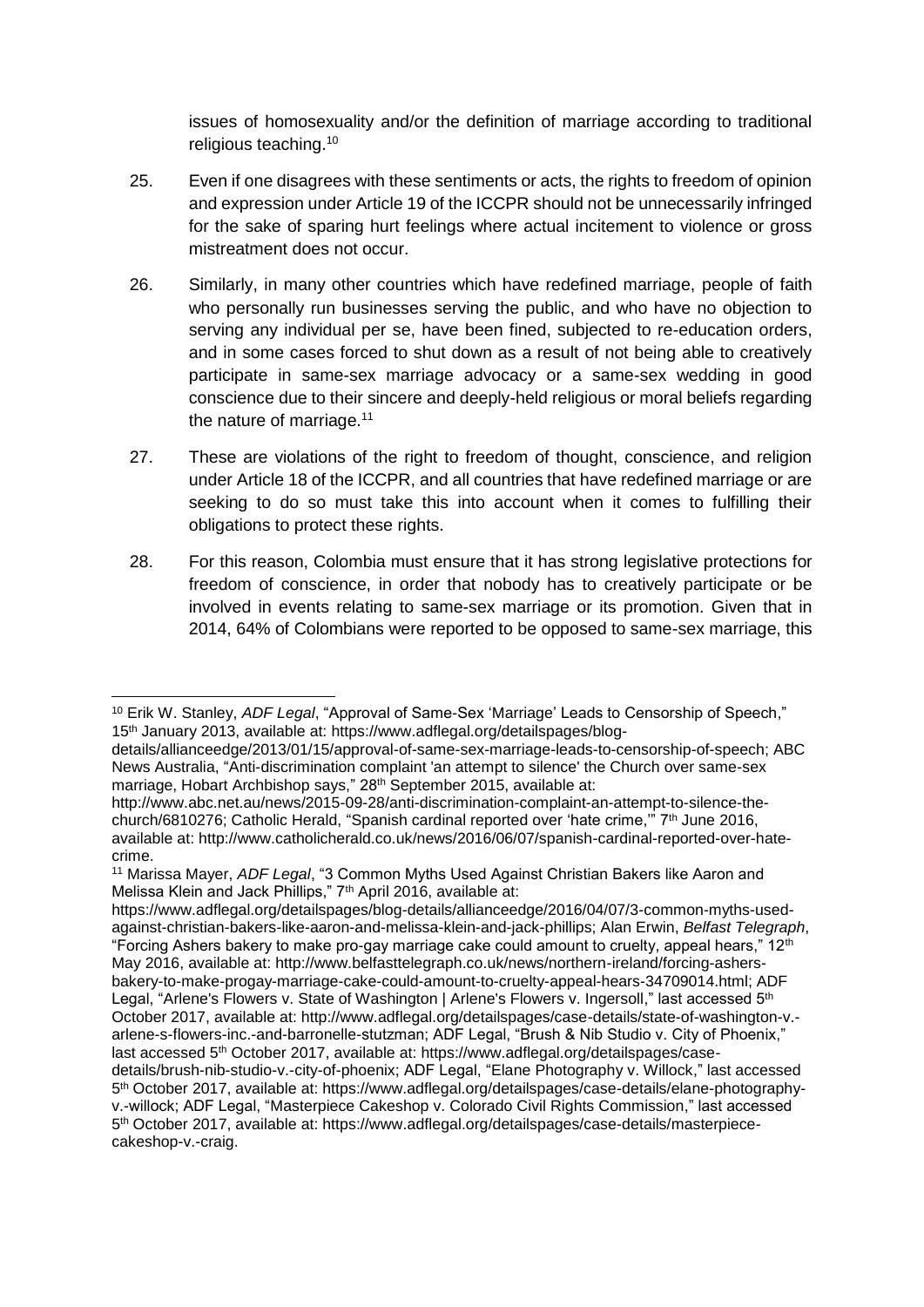issues of homosexuality and/or the definition of marriage according to traditional religious teaching.[10]

25. Even if one disagrees with these sentiments or acts, the rights to freedom of opinion and expression under Article 19 of the ICCPR should not be unnecessarily infringed for the sake of sparing hurt feelings where actual incitement to violence or gross mistreatment does not occur.

26. Similarly, in many other countries which have redefined marriage, people of faith who personally run businesses serving the public, and who have no objection to serving any individual per se, have been fined, subjected to re-education orders, and in some cases forced to shut down as a result of not being able to creatively participate in same-sex marriage advocacy or a same-sex wedding in good conscience due to their sincere and deeply-held religious or moral beliefs regarding the nature of marriage.[11]

27. These are violations of the right to freedom of thought, conscience, and religion under Article 18 of the ICCPR, and all countries that have redefined marriage or are seeking to do so must take this into account when it comes to fulfilling their obligations to protect these rights.

28. For this reason, Colombia must ensure that it has strong legislative protections for freedom of conscience, in order that nobody has to creatively participate or be involved in events relating to same-sex marriage or its promotion. Given that in 2014, 64% of Colombians were reported to be opposed to same-sex marriage, this

---

[10] Erik W. Stanley, *ADF Legal*, "Approval of Same-Sex 'Marriage' Leads to Censorship of Speech," 15th January 2013, available at: https://www.adflegal.org/detailspages/blog-details/allianceedge/2013/01/15/approval-of-same-sex-marriage-leads-to-censorship-of-speech; ABC News Australia, "Anti-discrimination complaint 'an attempt to silence' the Church over same-sex marriage, Hobart Archbishop says," 28th September 2015, available at: http://www.abc.net.au/news/2015-09-28/anti-discrimination-complaint-an-attempt-to-silence-the-church/6810276; Catholic Herald, "Spanish cardinal reported over 'hate crime,'" 7th June 2016, available at: http://www.catholicherald.co.uk/news/2016/06/07/spanish-cardinal-reported-over-hate-crime.

[11] Marissa Mayer, *ADF Legal*, "3 Common Myths Used Against Christian Bakers like Aaron and Melissa Klein and Jack Phillips," 7th April 2016, available at: https://www.adflegal.org/detailspages/blog-details/allianceedge/2016/04/07/3-common-myths-used-against-christian-bakers-like-aaron-and-melissa-klein-and-jack-phillips; Alan Erwin, *Belfast Telegraph*, "Forcing Ashers bakery to make pro-gay marriage cake could amount to cruelty, appeal hears," 12th May 2016, available at: http://www.belfasttelegraph.co.uk/news/northern-ireland/forcing-ashers-bakery-to-make-progay-marriage-cake-could-amount-to-cruelty-appeal-hears-34709014.html; ADF Legal, "Arlene's Flowers v. State of Washington | Arlene's Flowers v. Ingersoll," last accessed 5th October 2017, available at: http://www.adflegal.org/detailspages/case-details/state-of-washington-v.-arlene-s-flowers-inc.-and-barronelle-stutzman; ADF Legal, "Brush & Nib Studio v. City of Phoenix," last accessed 5th October 2017, available at: https://www.adflegal.org/detailspages/case-details/brush-nib-studio-v.-city-of-phoenix; ADF Legal, "Elane Photography v. Willock," last accessed 5th October 2017, available at: https://www.adflegal.org/detailspages/case-details/elane-photography-v.-willock; ADF Legal, "Masterpiece Cakeshop v. Colorado Civil Rights Commission," last accessed 5th October 2017, available at: https://www.adflegal.org/detailspages/case-details/masterpiece-cakeshop-v.-craig.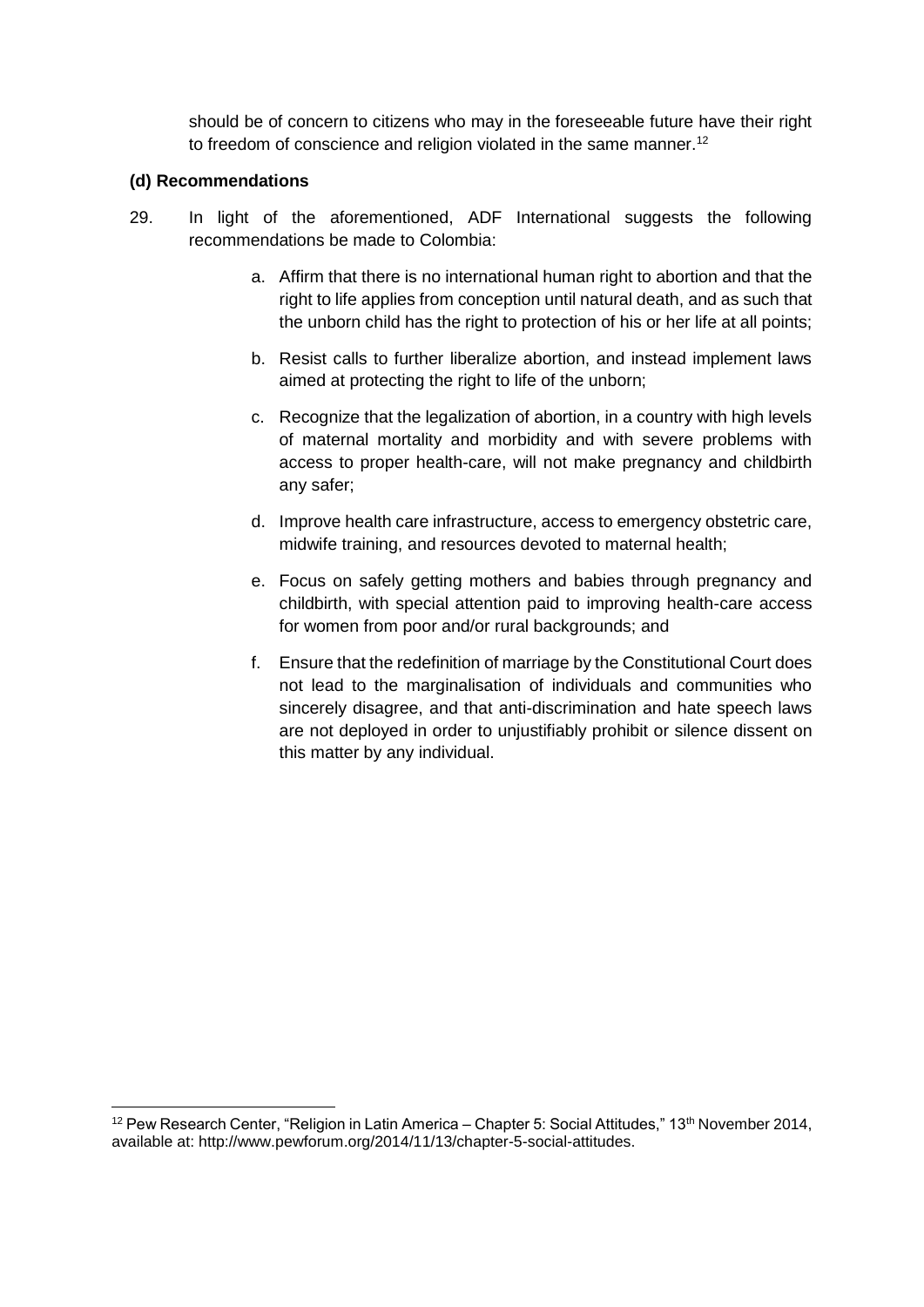should be of concern to citizens who may in the foreseeable future have their right to freedom of conscience and religion violated in the same manner.[12]

**(d) Recommendations**

29. In light of the aforementioned, ADF International suggests the following recommendations be made to Colombia:

    a. Affirm that there is no international human right to abortion and that the right to life applies from conception until natural death, and as such that the unborn child has the right to protection of his or her life at all points;

    b. Resist calls to further liberalize abortion, and instead implement laws aimed at protecting the right to life of the unborn;

    c. Recognize that the legalization of abortion, in a country with high levels of maternal mortality and morbidity and with severe problems with access to proper health-care, will not make pregnancy and childbirth any safer;

    d. Improve health care infrastructure, access to emergency obstetric care, midwife training, and resources devoted to maternal health;

    e. Focus on safely getting mothers and babies through pregnancy and childbirth, with special attention paid to improving health-care access for women from poor and/or rural backgrounds; and

    f. Ensure that the redefinition of marriage by the Constitutional Court does not lead to the marginalisation of individuals and communities who sincerely disagree, and that anti-discrimination and hate speech laws are not deployed in order to unjustifiably prohibit or silence dissent on this matter by any individual.

---

[12] Pew Research Center, "Religion in Latin America – Chapter 5: Social Attitudes," 13th November 2014, available at: http://www.pewforum.org/2014/11/13/chapter-5-social-attitudes.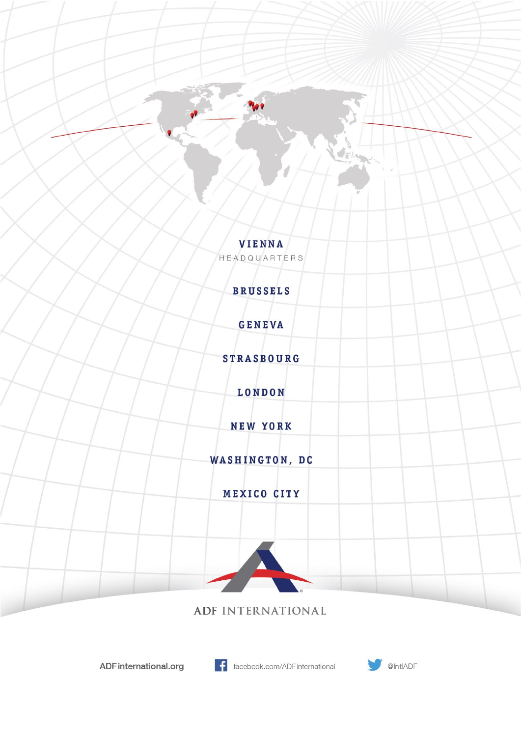**VIENNA**
HEADQUARTERS

**BRUSSELS**

**GENEVA**

**STRASBOURG**

**LONDON**

**NEW YORK**

**WASHINGTON, DC**

**MEXICO CITY**

ADF INTERNATIONAL

ADFinternational.org

facebook.com/ADFinternational

@IntlADF